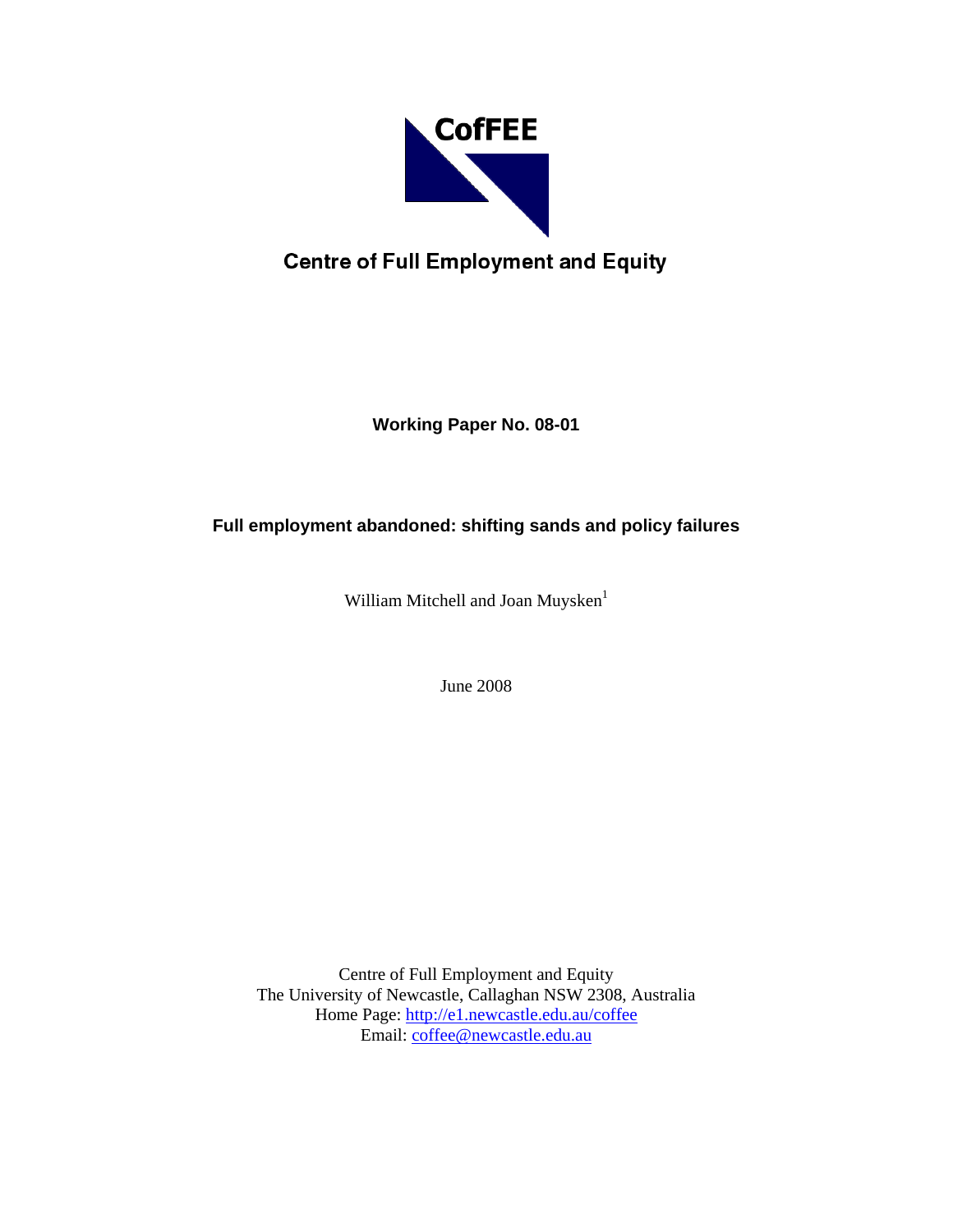CofFEE

Centre of Full Employment and Equity

**Working Paper No. 08-01**

# Full employment abandoned: shifting sands and policy failures

William Mitchell and Joan Muysken[1]

June 2008

Centre of Full Employment and Equity
The University of Newcastle, Callaghan NSW 2308, Australia
Home Page: http://e1.newcastle.edu.au/coffee
Email: coffee@newcastle.edu.au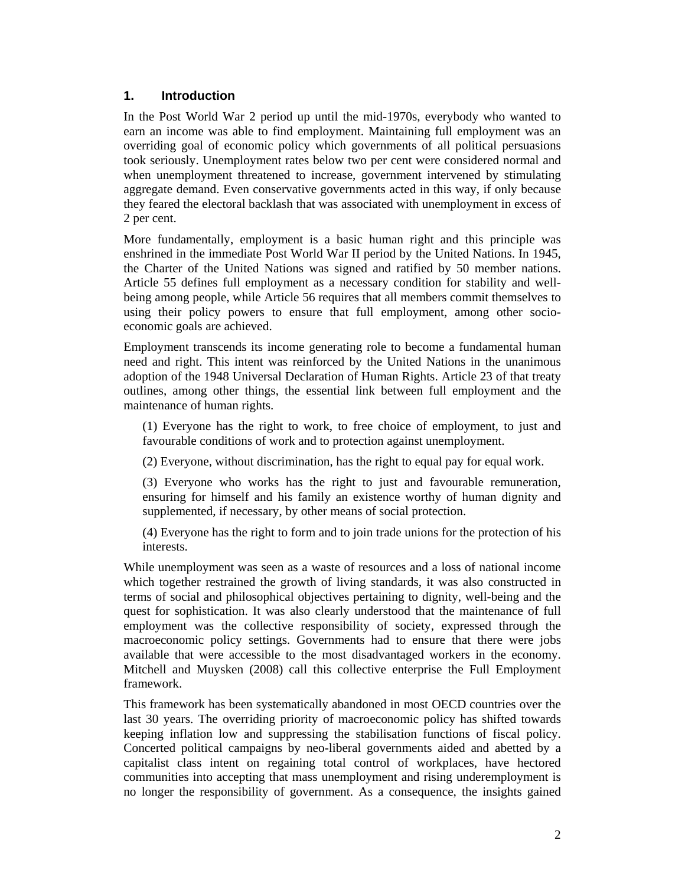## 1. Introduction

In the Post World War 2 period up until the mid-1970s, everybody who wanted to earn an income was able to find employment. Maintaining full employment was an overriding goal of economic policy which governments of all political persuasions took seriously. Unemployment rates below two per cent were considered normal and when unemployment threatened to increase, government intervened by stimulating aggregate demand. Even conservative governments acted in this way, if only because they feared the electoral backlash that was associated with unemployment in excess of 2 per cent.

More fundamentally, employment is a basic human right and this principle was enshrined in the immediate Post World War II period by the United Nations. In 1945, the Charter of the United Nations was signed and ratified by 50 member nations. Article 55 defines full employment as a necessary condition for stability and well-being among people, while Article 56 requires that all members commit themselves to using their policy powers to ensure that full employment, among other socio-economic goals are achieved.

Employment transcends its income generating role to become a fundamental human need and right. This intent was reinforced by the United Nations in the unanimous adoption of the 1948 Universal Declaration of Human Rights. Article 23 of that treaty outlines, among other things, the essential link between full employment and the maintenance of human rights.

> (1) Everyone has the right to work, to free choice of employment, to just and favourable conditions of work and to protection against unemployment.
>
> (2) Everyone, without discrimination, has the right to equal pay for equal work.
>
> (3) Everyone who works has the right to just and favourable remuneration, ensuring for himself and his family an existence worthy of human dignity and supplemented, if necessary, by other means of social protection.
>
> (4) Everyone has the right to form and to join trade unions for the protection of his interests.

While unemployment was seen as a waste of resources and a loss of national income which together restrained the growth of living standards, it was also constructed in terms of social and philosophical objectives pertaining to dignity, well-being and the quest for sophistication. It was also clearly understood that the maintenance of full employment was the collective responsibility of society, expressed through the macroeconomic policy settings. Governments had to ensure that there were jobs available that were accessible to the most disadvantaged workers in the economy. Mitchell and Muysken (2008) call this collective enterprise the Full Employment framework.

This framework has been systematically abandoned in most OECD countries over the last 30 years. The overriding priority of macroeconomic policy has shifted towards keeping inflation low and suppressing the stabilisation functions of fiscal policy. Concerted political campaigns by neo-liberal governments aided and abetted by a capitalist class intent on regaining total control of workplaces, have hectored communities into accepting that mass unemployment and rising underemployment is no longer the responsibility of government. As a consequence, the insights gained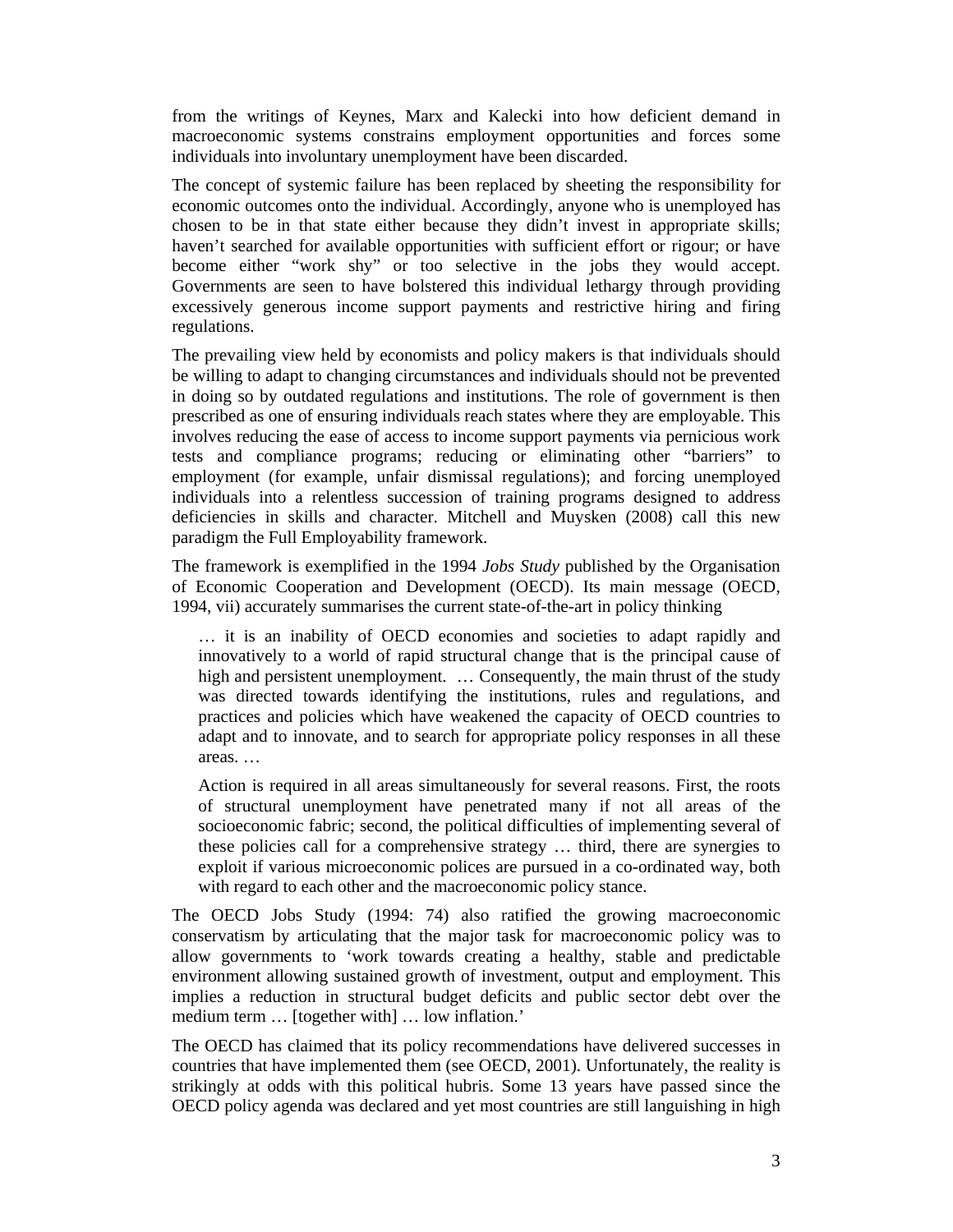from the writings of Keynes, Marx and Kalecki into how deficient demand in macroeconomic systems constrains employment opportunities and forces some individuals into involuntary unemployment have been discarded.

The concept of systemic failure has been replaced by sheeting the responsibility for economic outcomes onto the individual. Accordingly, anyone who is unemployed has chosen to be in that state either because they didn't invest in appropriate skills; haven't searched for available opportunities with sufficient effort or rigour; or have become either "work shy" or too selective in the jobs they would accept. Governments are seen to have bolstered this individual lethargy through providing excessively generous income support payments and restrictive hiring and firing regulations.

The prevailing view held by economists and policy makers is that individuals should be willing to adapt to changing circumstances and individuals should not be prevented in doing so by outdated regulations and institutions. The role of government is then prescribed as one of ensuring individuals reach states where they are employable. This involves reducing the ease of access to income support payments via pernicious work tests and compliance programs; reducing or eliminating other "barriers" to employment (for example, unfair dismissal regulations); and forcing unemployed individuals into a relentless succession of training programs designed to address deficiencies in skills and character. Mitchell and Muysken (2008) call this new paradigm the Full Employability framework.

The framework is exemplified in the 1994 *Jobs Study* published by the Organisation of Economic Cooperation and Development (OECD). Its main message (OECD, 1994, vii) accurately summarises the current state-of-the-art in policy thinking

> … it is an inability of OECD economies and societies to adapt rapidly and innovatively to a world of rapid structural change that is the principal cause of high and persistent unemployment. … Consequently, the main thrust of the study was directed towards identifying the institutions, rules and regulations, and practices and policies which have weakened the capacity of OECD countries to adapt and to innovate, and to search for appropriate policy responses in all these areas. …
>
> Action is required in all areas simultaneously for several reasons. First, the roots of structural unemployment have penetrated many if not all areas of the socioeconomic fabric; second, the political difficulties of implementing several of these policies call for a comprehensive strategy … third, there are synergies to exploit if various microeconomic polices are pursued in a co-ordinated way, both with regard to each other and the macroeconomic policy stance.

The OECD Jobs Study (1994: 74) also ratified the growing macroeconomic conservatism by articulating that the major task for macroeconomic policy was to allow governments to 'work towards creating a healthy, stable and predictable environment allowing sustained growth of investment, output and employment. This implies a reduction in structural budget deficits and public sector debt over the medium term … [together with] … low inflation.'

The OECD has claimed that its policy recommendations have delivered successes in countries that have implemented them (see OECD, 2001). Unfortunately, the reality is strikingly at odds with this political hubris. Some 13 years have passed since the OECD policy agenda was declared and yet most countries are still languishing in high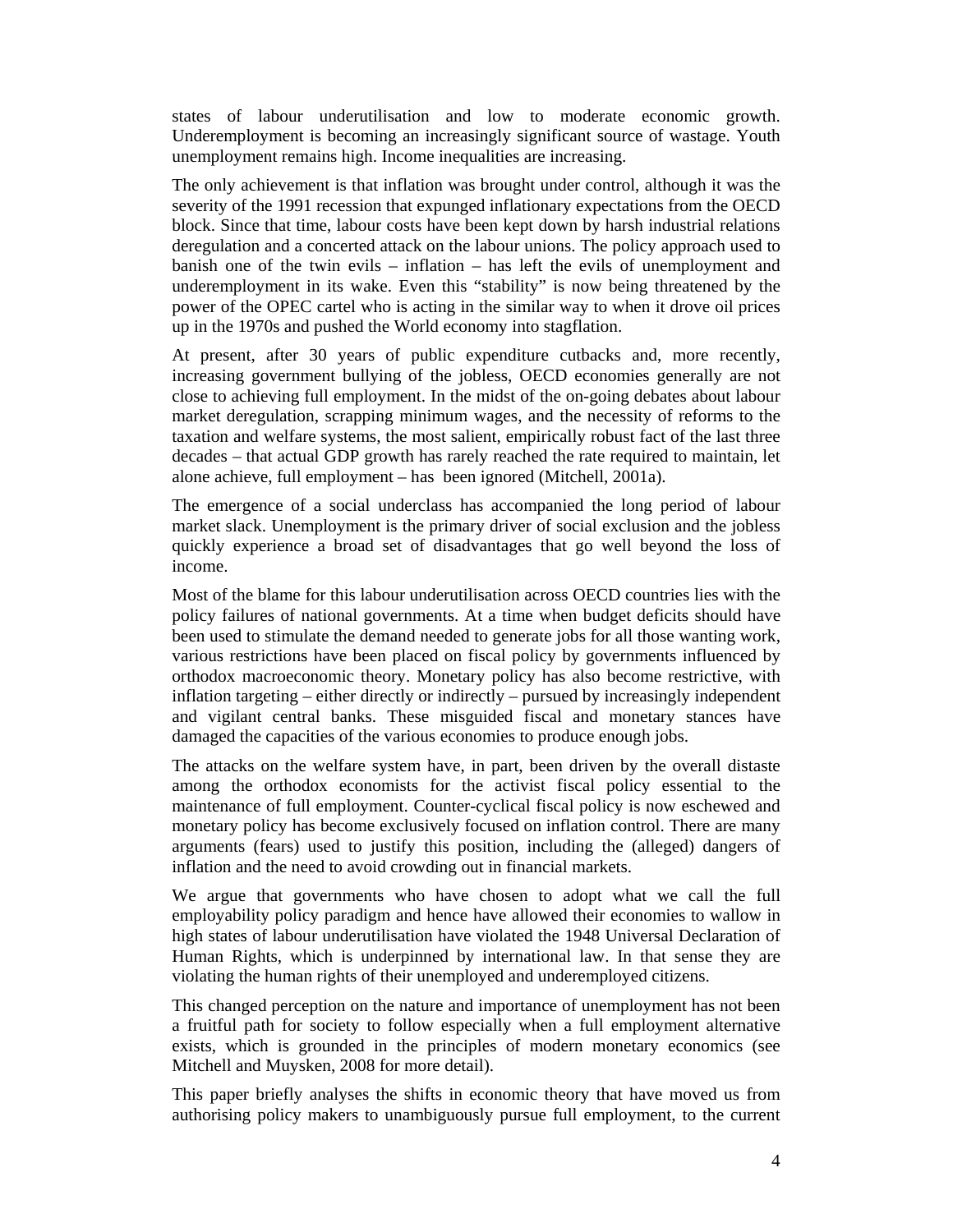states of labour underutilisation and low to moderate economic growth. Underemployment is becoming an increasingly significant source of wastage. Youth unemployment remains high. Income inequalities are increasing.

The only achievement is that inflation was brought under control, although it was the severity of the 1991 recession that expunged inflationary expectations from the OECD block. Since that time, labour costs have been kept down by harsh industrial relations deregulation and a concerted attack on the labour unions. The policy approach used to banish one of the twin evils – inflation – has left the evils of unemployment and underemployment in its wake. Even this "stability" is now being threatened by the power of the OPEC cartel who is acting in the similar way to when it drove oil prices up in the 1970s and pushed the World economy into stagflation.

At present, after 30 years of public expenditure cutbacks and, more recently, increasing government bullying of the jobless, OECD economies generally are not close to achieving full employment. In the midst of the on-going debates about labour market deregulation, scrapping minimum wages, and the necessity of reforms to the taxation and welfare systems, the most salient, empirically robust fact of the last three decades – that actual GDP growth has rarely reached the rate required to maintain, let alone achieve, full employment – has been ignored (Mitchell, 2001a).

The emergence of a social underclass has accompanied the long period of labour market slack. Unemployment is the primary driver of social exclusion and the jobless quickly experience a broad set of disadvantages that go well beyond the loss of income.

Most of the blame for this labour underutilisation across OECD countries lies with the policy failures of national governments. At a time when budget deficits should have been used to stimulate the demand needed to generate jobs for all those wanting work, various restrictions have been placed on fiscal policy by governments influenced by orthodox macroeconomic theory. Monetary policy has also become restrictive, with inflation targeting – either directly or indirectly – pursued by increasingly independent and vigilant central banks. These misguided fiscal and monetary stances have damaged the capacities of the various economies to produce enough jobs.

The attacks on the welfare system have, in part, been driven by the overall distaste among the orthodox economists for the activist fiscal policy essential to the maintenance of full employment. Counter-cyclical fiscal policy is now eschewed and monetary policy has become exclusively focused on inflation control. There are many arguments (fears) used to justify this position, including the (alleged) dangers of inflation and the need to avoid crowding out in financial markets.

We argue that governments who have chosen to adopt what we call the full employability policy paradigm and hence have allowed their economies to wallow in high states of labour underutilisation have violated the 1948 Universal Declaration of Human Rights, which is underpinned by international law. In that sense they are violating the human rights of their unemployed and underemployed citizens.

This changed perception on the nature and importance of unemployment has not been a fruitful path for society to follow especially when a full employment alternative exists, which is grounded in the principles of modern monetary economics (see Mitchell and Muysken, 2008 for more detail).

This paper briefly analyses the shifts in economic theory that have moved us from authorising policy makers to unambiguously pursue full employment, to the current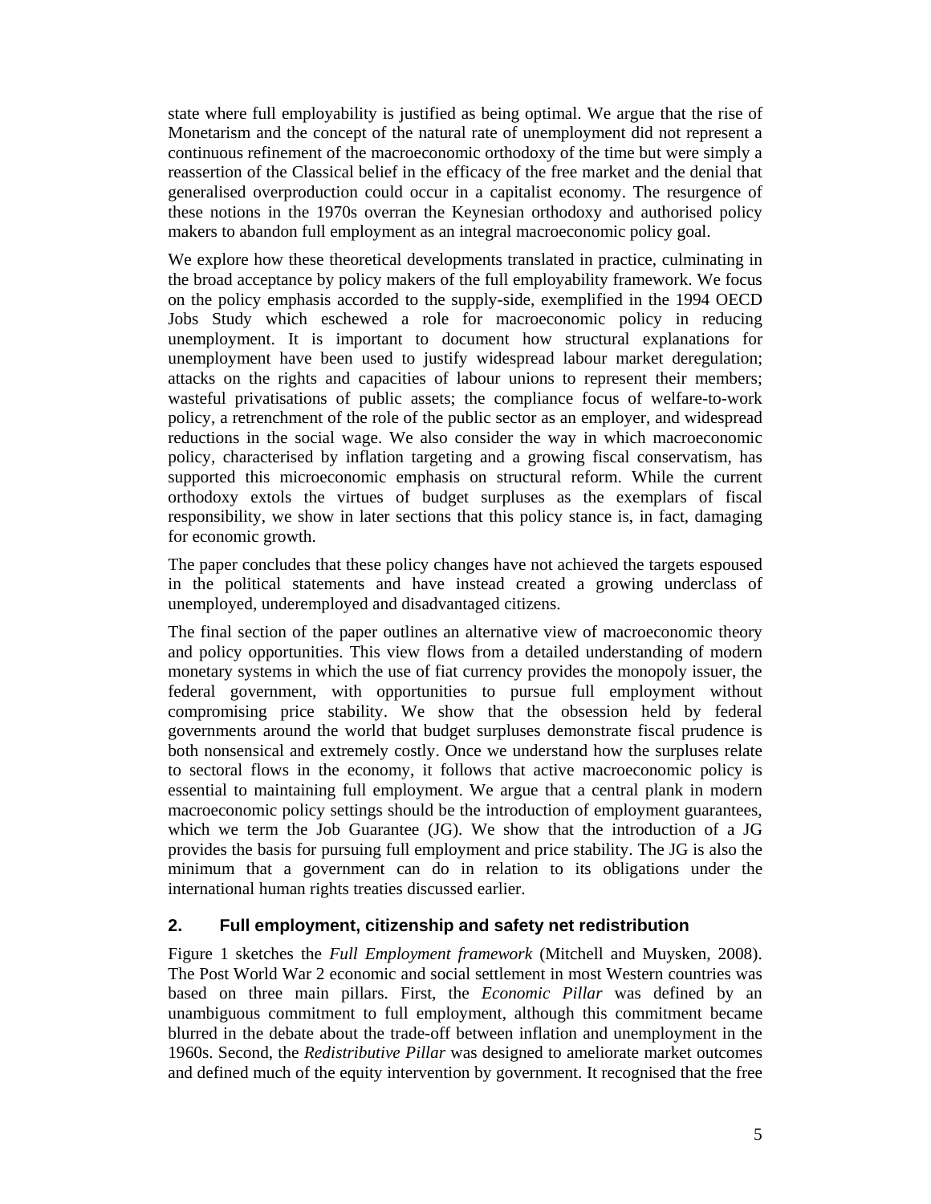state where full employability is justified as being optimal. We argue that the rise of Monetarism and the concept of the natural rate of unemployment did not represent a continuous refinement of the macroeconomic orthodoxy of the time but were simply a reassertion of the Classical belief in the efficacy of the free market and the denial that generalised overproduction could occur in a capitalist economy. The resurgence of these notions in the 1970s overran the Keynesian orthodoxy and authorised policy makers to abandon full employment as an integral macroeconomic policy goal.

We explore how these theoretical developments translated in practice, culminating in the broad acceptance by policy makers of the full employability framework. We focus on the policy emphasis accorded to the supply-side, exemplified in the 1994 OECD Jobs Study which eschewed a role for macroeconomic policy in reducing unemployment. It is important to document how structural explanations for unemployment have been used to justify widespread labour market deregulation; attacks on the rights and capacities of labour unions to represent their members; wasteful privatisations of public assets; the compliance focus of welfare-to-work policy, a retrenchment of the role of the public sector as an employer, and widespread reductions in the social wage. We also consider the way in which macroeconomic policy, characterised by inflation targeting and a growing fiscal conservatism, has supported this microeconomic emphasis on structural reform. While the current orthodoxy extols the virtues of budget surpluses as the exemplars of fiscal responsibility, we show in later sections that this policy stance is, in fact, damaging for economic growth.

The paper concludes that these policy changes have not achieved the targets espoused in the political statements and have instead created a growing underclass of unemployed, underemployed and disadvantaged citizens.

The final section of the paper outlines an alternative view of macroeconomic theory and policy opportunities. This view flows from a detailed understanding of modern monetary systems in which the use of fiat currency provides the monopoly issuer, the federal government, with opportunities to pursue full employment without compromising price stability. We show that the obsession held by federal governments around the world that budget surpluses demonstrate fiscal prudence is both nonsensical and extremely costly. Once we understand how the surpluses relate to sectoral flows in the economy, it follows that active macroeconomic policy is essential to maintaining full employment. We argue that a central plank in modern macroeconomic policy settings should be the introduction of employment guarantees, which we term the Job Guarantee (JG). We show that the introduction of a JG provides the basis for pursuing full employment and price stability. The JG is also the minimum that a government can do in relation to its obligations under the international human rights treaties discussed earlier.

## 2. Full employment, citizenship and safety net redistribution

Figure 1 sketches the *Full Employment framework* (Mitchell and Muysken, 2008). The Post World War 2 economic and social settlement in most Western countries was based on three main pillars. First, the *Economic Pillar* was defined by an unambiguous commitment to full employment, although this commitment became blurred in the debate about the trade-off between inflation and unemployment in the 1960s. Second, the *Redistributive Pillar* was designed to ameliorate market outcomes and defined much of the equity intervention by government. It recognised that the free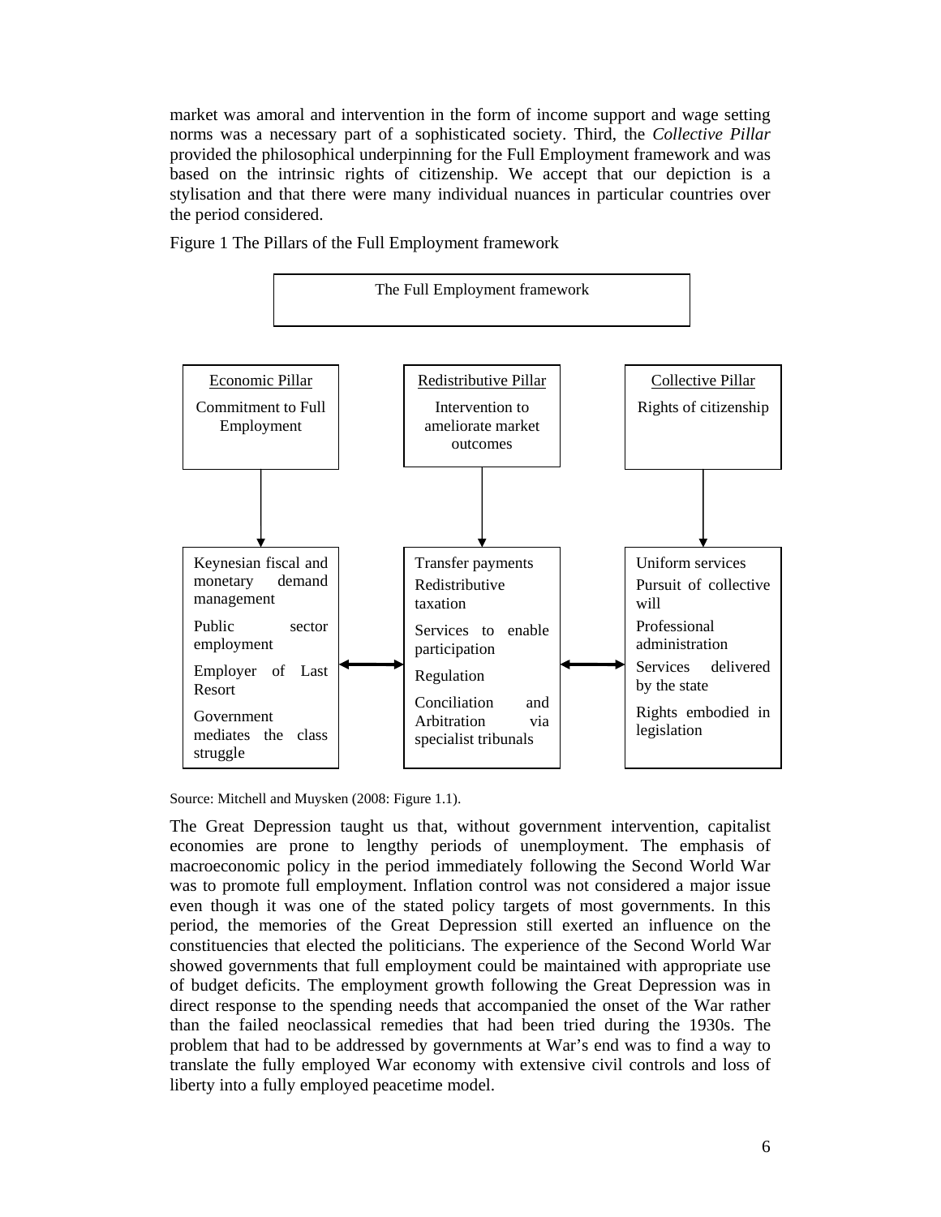market was amoral and intervention in the form of income support and wage setting norms was a necessary part of a sophisticated society. Third, the *Collective Pillar* provided the philosophical underpinning for the Full Employment framework and was based on the intrinsic rights of citizenship. We accept that our depiction is a stylisation and that there were many individual nuances in particular countries over the period considered.

Figure 1 The Pillars of the Full Employment framework

The Full Employment framework

| Economic Pillar | Redistributive Pillar | Collective Pillar |
| --- | --- | --- |
| Commitment to Full Employment | Intervention to ameliorate market outcomes | Rights of citizenship |
| Keynesian fiscal and monetary demand management<br>Public sector employment<br>Employer of Last Resort<br>Government mediates the class struggle | Transfer payments<br>Redistributive taxation<br>Services to enable participation<br>Regulation<br>Conciliation and Arbitration via specialist tribunals | Uniform services<br>Pursuit of collective will<br>Professional administration<br>Services delivered by the state<br>Rights embodied in legislation |

Source: Mitchell and Muysken (2008: Figure 1.1).

The Great Depression taught us that, without government intervention, capitalist economies are prone to lengthy periods of unemployment. The emphasis of macroeconomic policy in the period immediately following the Second World War was to promote full employment. Inflation control was not considered a major issue even though it was one of the stated policy targets of most governments. In this period, the memories of the Great Depression still exerted an influence on the constituencies that elected the politicians. The experience of the Second World War showed governments that full employment could be maintained with appropriate use of budget deficits. The employment growth following the Great Depression was in direct response to the spending needs that accompanied the onset of the War rather than the failed neoclassical remedies that had been tried during the 1930s. The problem that had to be addressed by governments at War's end was to find a way to translate the fully employed War economy with extensive civil controls and loss of liberty into a fully employed peacetime model.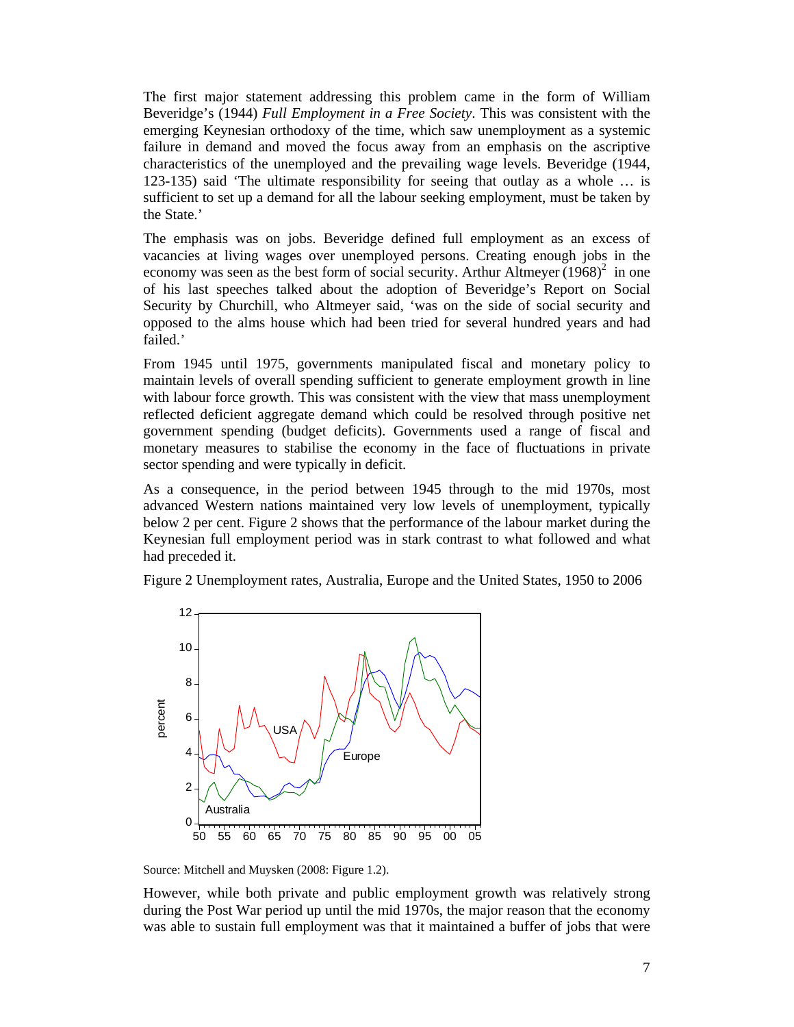The first major statement addressing this problem came in the form of William Beveridge's (1944) *Full Employment in a Free Society*. This was consistent with the emerging Keynesian orthodoxy of the time, which saw unemployment as a systemic failure in demand and moved the focus away from an emphasis on the ascriptive characteristics of the unemployed and the prevailing wage levels. Beveridge (1944, 123-135) said 'The ultimate responsibility for seeing that outlay as a whole … is sufficient to set up a demand for all the labour seeking employment, must be taken by the State.'

The emphasis was on jobs. Beveridge defined full employment as an excess of vacancies at living wages over unemployed persons. Creating enough jobs in the economy was seen as the best form of social security. Arthur Altmeyer (1968)[2] in one of his last speeches talked about the adoption of Beveridge's Report on Social Security by Churchill, who Altmeyer said, 'was on the side of social security and opposed to the alms house which had been tried for several hundred years and had failed.'

From 1945 until 1975, governments manipulated fiscal and monetary policy to maintain levels of overall spending sufficient to generate employment growth in line with labour force growth. This was consistent with the view that mass unemployment reflected deficient aggregate demand which could be resolved through positive net government spending (budget deficits). Governments used a range of fiscal and monetary measures to stabilise the economy in the face of fluctuations in private sector spending and were typically in deficit.

As a consequence, in the period between 1945 through to the mid 1970s, most advanced Western nations maintained very low levels of unemployment, typically below 2 per cent. Figure 2 shows that the performance of the labour market during the Keynesian full employment period was in stark contrast to what followed and what had preceded it.

Figure 2 Unemployment rates, Australia, Europe and the United States, 1950 to 2006

Source: Mitchell and Muysken (2008: Figure 1.2).

However, while both private and public employment growth was relatively strong during the Post War period up until the mid 1970s, the major reason that the economy was able to sustain full employment was that it maintained a buffer of jobs that were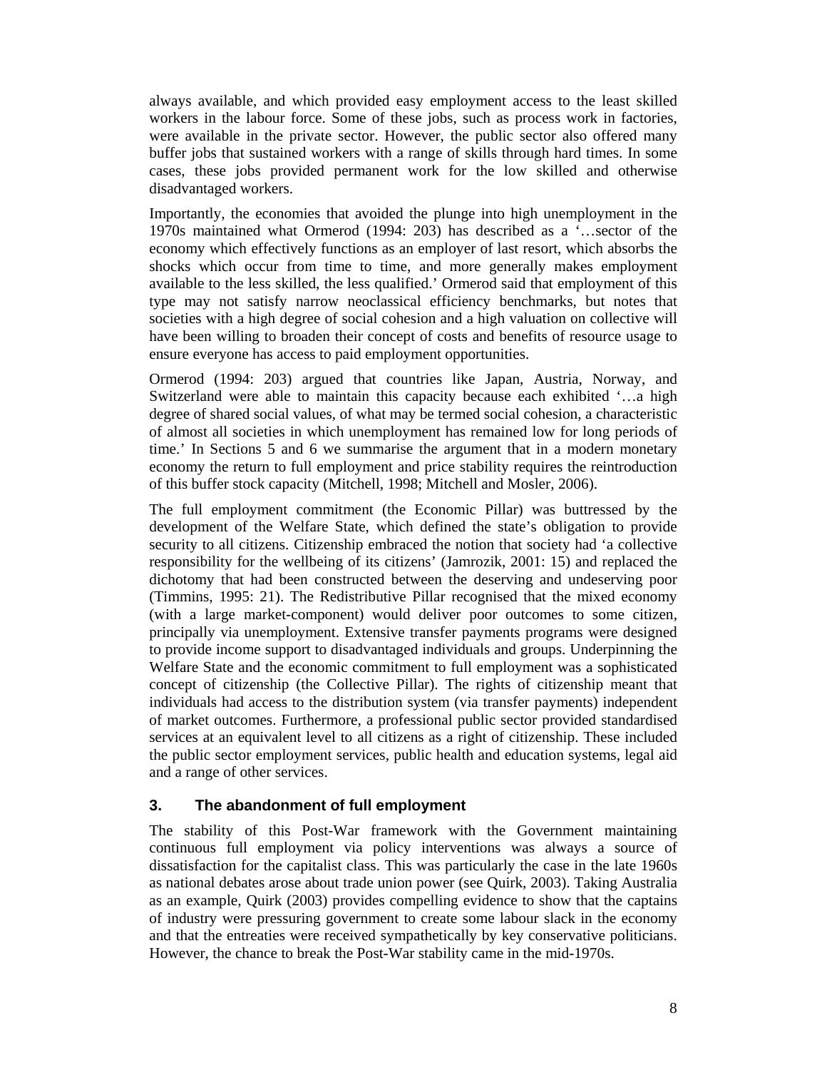always available, and which provided easy employment access to the least skilled workers in the labour force. Some of these jobs, such as process work in factories, were available in the private sector. However, the public sector also offered many buffer jobs that sustained workers with a range of skills through hard times. In some cases, these jobs provided permanent work for the low skilled and otherwise disadvantaged workers.

Importantly, the economies that avoided the plunge into high unemployment in the 1970s maintained what Ormerod (1994: 203) has described as a '…sector of the economy which effectively functions as an employer of last resort, which absorbs the shocks which occur from time to time, and more generally makes employment available to the less skilled, the less qualified.' Ormerod said that employment of this type may not satisfy narrow neoclassical efficiency benchmarks, but notes that societies with a high degree of social cohesion and a high valuation on collective will have been willing to broaden their concept of costs and benefits of resource usage to ensure everyone has access to paid employment opportunities.

Ormerod (1994: 203) argued that countries like Japan, Austria, Norway, and Switzerland were able to maintain this capacity because each exhibited '…a high degree of shared social values, of what may be termed social cohesion, a characteristic of almost all societies in which unemployment has remained low for long periods of time.' In Sections 5 and 6 we summarise the argument that in a modern monetary economy the return to full employment and price stability requires the reintroduction of this buffer stock capacity (Mitchell, 1998; Mitchell and Mosler, 2006).

The full employment commitment (the Economic Pillar) was buttressed by the development of the Welfare State, which defined the state's obligation to provide security to all citizens. Citizenship embraced the notion that society had 'a collective responsibility for the wellbeing of its citizens' (Jamrozik, 2001: 15) and replaced the dichotomy that had been constructed between the deserving and undeserving poor (Timmins, 1995: 21). The Redistributive Pillar recognised that the mixed economy (with a large market-component) would deliver poor outcomes to some citizen, principally via unemployment. Extensive transfer payments programs were designed to provide income support to disadvantaged individuals and groups. Underpinning the Welfare State and the economic commitment to full employment was a sophisticated concept of citizenship (the Collective Pillar). The rights of citizenship meant that individuals had access to the distribution system (via transfer payments) independent of market outcomes. Furthermore, a professional public sector provided standardised services at an equivalent level to all citizens as a right of citizenship. These included the public sector employment services, public health and education systems, legal aid and a range of other services.

## 3. The abandonment of full employment

The stability of this Post-War framework with the Government maintaining continuous full employment via policy interventions was always a source of dissatisfaction for the capitalist class. This was particularly the case in the late 1960s as national debates arose about trade union power (see Quirk, 2003). Taking Australia as an example, Quirk (2003) provides compelling evidence to show that the captains of industry were pressuring government to create some labour slack in the economy and that the entreaties were received sympathetically by key conservative politicians. However, the chance to break the Post-War stability came in the mid-1970s.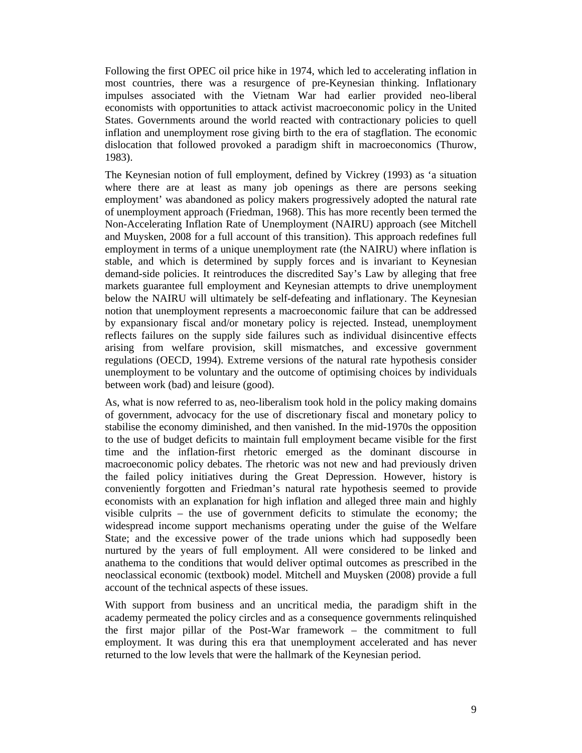Following the first OPEC oil price hike in 1974, which led to accelerating inflation in most countries, there was a resurgence of pre-Keynesian thinking. Inflationary impulses associated with the Vietnam War had earlier provided neo-liberal economists with opportunities to attack activist macroeconomic policy in the United States. Governments around the world reacted with contractionary policies to quell inflation and unemployment rose giving birth to the era of stagflation. The economic dislocation that followed provoked a paradigm shift in macroeconomics (Thurow, 1983).

The Keynesian notion of full employment, defined by Vickrey (1993) as 'a situation where there are at least as many job openings as there are persons seeking employment' was abandoned as policy makers progressively adopted the natural rate of unemployment approach (Friedman, 1968). This has more recently been termed the Non-Accelerating Inflation Rate of Unemployment (NAIRU) approach (see Mitchell and Muysken, 2008 for a full account of this transition). This approach redefines full employment in terms of a unique unemployment rate (the NAIRU) where inflation is stable, and which is determined by supply forces and is invariant to Keynesian demand-side policies. It reintroduces the discredited Say's Law by alleging that free markets guarantee full employment and Keynesian attempts to drive unemployment below the NAIRU will ultimately be self-defeating and inflationary. The Keynesian notion that unemployment represents a macroeconomic failure that can be addressed by expansionary fiscal and/or monetary policy is rejected. Instead, unemployment reflects failures on the supply side failures such as individual disincentive effects arising from welfare provision, skill mismatches, and excessive government regulations (OECD, 1994). Extreme versions of the natural rate hypothesis consider unemployment to be voluntary and the outcome of optimising choices by individuals between work (bad) and leisure (good).

As, what is now referred to as, neo-liberalism took hold in the policy making domains of government, advocacy for the use of discretionary fiscal and monetary policy to stabilise the economy diminished, and then vanished. In the mid-1970s the opposition to the use of budget deficits to maintain full employment became visible for the first time and the inflation-first rhetoric emerged as the dominant discourse in macroeconomic policy debates. The rhetoric was not new and had previously driven the failed policy initiatives during the Great Depression. However, history is conveniently forgotten and Friedman's natural rate hypothesis seemed to provide economists with an explanation for high inflation and alleged three main and highly visible culprits – the use of government deficits to stimulate the economy; the widespread income support mechanisms operating under the guise of the Welfare State; and the excessive power of the trade unions which had supposedly been nurtured by the years of full employment. All were considered to be linked and anathema to the conditions that would deliver optimal outcomes as prescribed in the neoclassical economic (textbook) model. Mitchell and Muysken (2008) provide a full account of the technical aspects of these issues.

With support from business and an uncritical media, the paradigm shift in the academy permeated the policy circles and as a consequence governments relinquished the first major pillar of the Post-War framework – the commitment to full employment. It was during this era that unemployment accelerated and has never returned to the low levels that were the hallmark of the Keynesian period.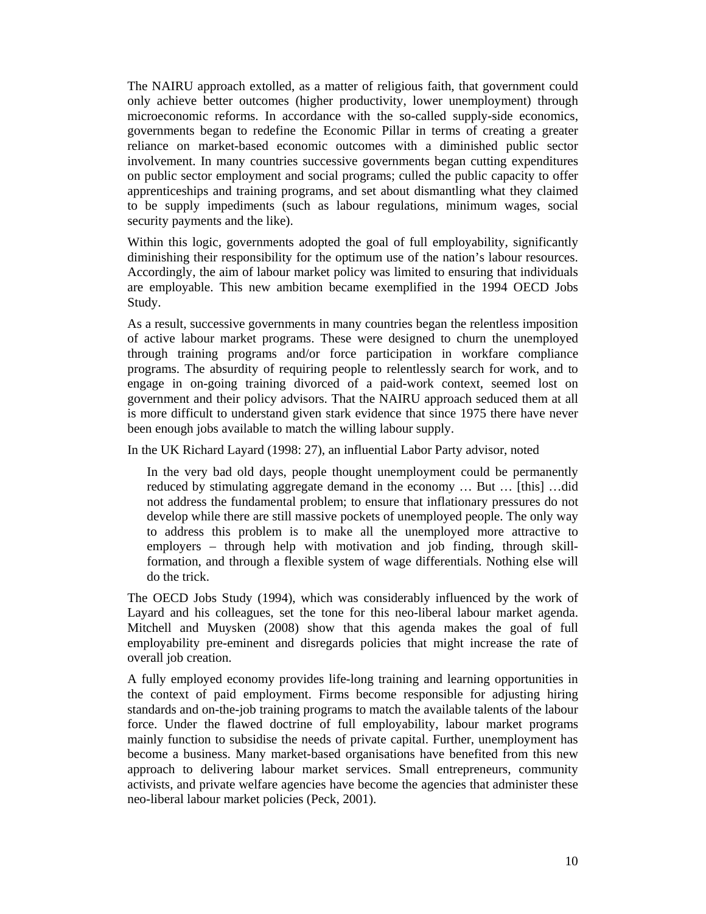The NAIRU approach extolled, as a matter of religious faith, that government could only achieve better outcomes (higher productivity, lower unemployment) through microeconomic reforms. In accordance with the so-called supply-side economics, governments began to redefine the Economic Pillar in terms of creating a greater reliance on market-based economic outcomes with a diminished public sector involvement. In many countries successive governments began cutting expenditures on public sector employment and social programs; culled the public capacity to offer apprenticeships and training programs, and set about dismantling what they claimed to be supply impediments (such as labour regulations, minimum wages, social security payments and the like).

Within this logic, governments adopted the goal of full employability, significantly diminishing their responsibility for the optimum use of the nation's labour resources. Accordingly, the aim of labour market policy was limited to ensuring that individuals are employable. This new ambition became exemplified in the 1994 OECD Jobs Study.

As a result, successive governments in many countries began the relentless imposition of active labour market programs. These were designed to churn the unemployed through training programs and/or force participation in workfare compliance programs. The absurdity of requiring people to relentlessly search for work, and to engage in on-going training divorced of a paid-work context, seemed lost on government and their policy advisors. That the NAIRU approach seduced them at all is more difficult to understand given stark evidence that since 1975 there have never been enough jobs available to match the willing labour supply.

In the UK Richard Layard (1998: 27), an influential Labor Party advisor, noted

> In the very bad old days, people thought unemployment could be permanently reduced by stimulating aggregate demand in the economy … But … [this] …did not address the fundamental problem; to ensure that inflationary pressures do not develop while there are still massive pockets of unemployed people. The only way to address this problem is to make all the unemployed more attractive to employers – through help with motivation and job finding, through skill-formation, and through a flexible system of wage differentials. Nothing else will do the trick.

The OECD Jobs Study (1994), which was considerably influenced by the work of Layard and his colleagues, set the tone for this neo-liberal labour market agenda. Mitchell and Muysken (2008) show that this agenda makes the goal of full employability pre-eminent and disregards policies that might increase the rate of overall job creation.

A fully employed economy provides life-long training and learning opportunities in the context of paid employment. Firms become responsible for adjusting hiring standards and on-the-job training programs to match the available talents of the labour force. Under the flawed doctrine of full employability, labour market programs mainly function to subsidise the needs of private capital. Further, unemployment has become a business. Many market-based organisations have benefited from this new approach to delivering labour market services. Small entrepreneurs, community activists, and private welfare agencies have become the agencies that administer these neo-liberal labour market policies (Peck, 2001).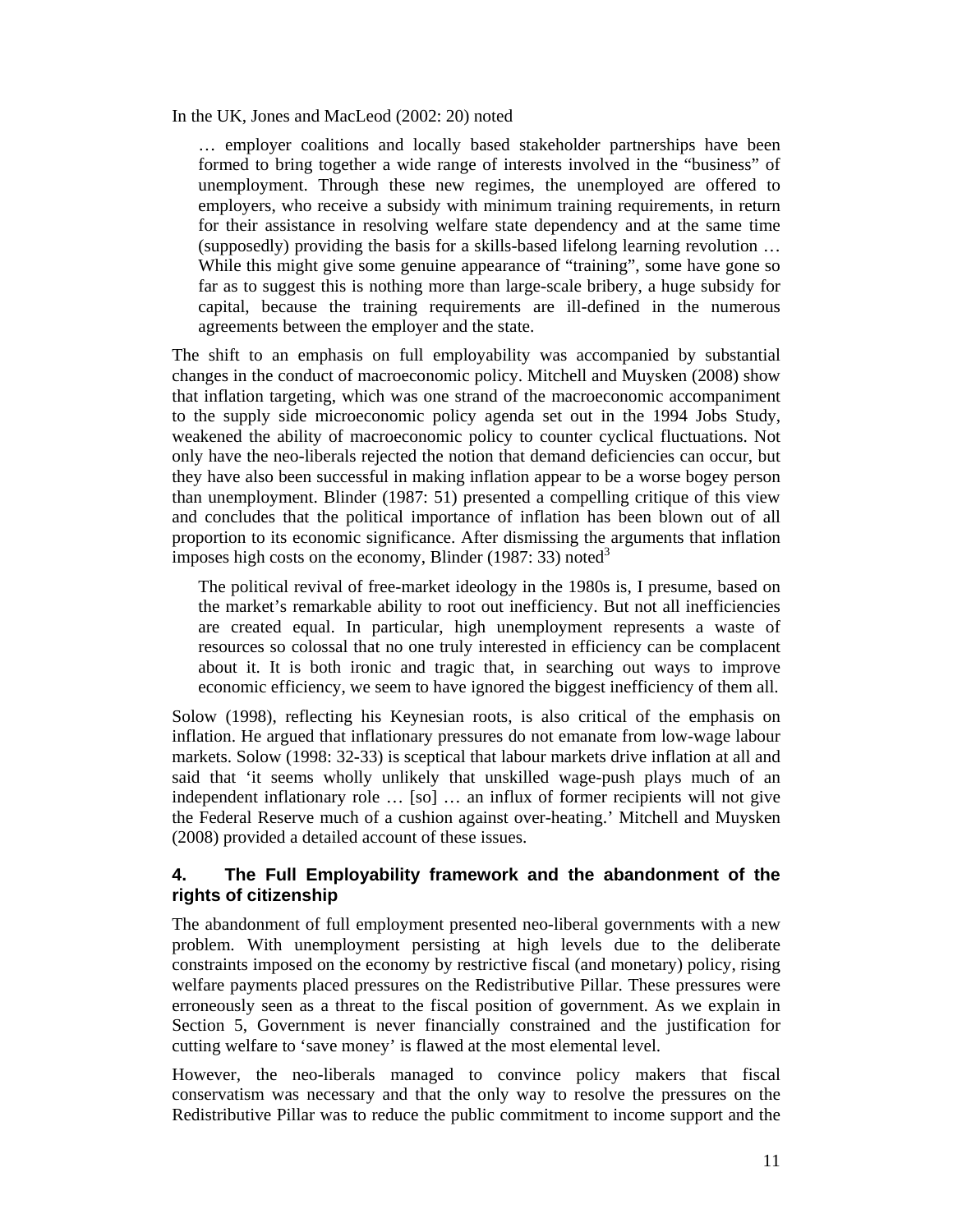In the UK, Jones and MacLeod (2002: 20) noted

> … employer coalitions and locally based stakeholder partnerships have been formed to bring together a wide range of interests involved in the "business" of unemployment. Through these new regimes, the unemployed are offered to employers, who receive a subsidy with minimum training requirements, in return for their assistance in resolving welfare state dependency and at the same time (supposedly) providing the basis for a skills-based lifelong learning revolution … While this might give some genuine appearance of "training", some have gone so far as to suggest this is nothing more than large-scale bribery, a huge subsidy for capital, because the training requirements are ill-defined in the numerous agreements between the employer and the state.

The shift to an emphasis on full employability was accompanied by substantial changes in the conduct of macroeconomic policy. Mitchell and Muysken (2008) show that inflation targeting, which was one strand of the macroeconomic accompaniment to the supply side microeconomic policy agenda set out in the 1994 Jobs Study, weakened the ability of macroeconomic policy to counter cyclical fluctuations. Not only have the neo-liberals rejected the notion that demand deficiencies can occur, but they have also been successful in making inflation appear to be a worse bogey person than unemployment. Blinder (1987: 51) presented a compelling critique of this view and concludes that the political importance of inflation has been blown out of all proportion to its economic significance. After dismissing the arguments that inflation imposes high costs on the economy, Blinder (1987: 33) noted[3]

> The political revival of free-market ideology in the 1980s is, I presume, based on the market's remarkable ability to root out inefficiency. But not all inefficiencies are created equal. In particular, high unemployment represents a waste of resources so colossal that no one truly interested in efficiency can be complacent about it. It is both ironic and tragic that, in searching out ways to improve economic efficiency, we seem to have ignored the biggest inefficiency of them all.

Solow (1998), reflecting his Keynesian roots, is also critical of the emphasis on inflation. He argued that inflationary pressures do not emanate from low-wage labour markets. Solow (1998: 32-33) is sceptical that labour markets drive inflation at all and said that 'it seems wholly unlikely that unskilled wage-push plays much of an independent inflationary role … [so] … an influx of former recipients will not give the Federal Reserve much of a cushion against over-heating.' Mitchell and Muysken (2008) provided a detailed account of these issues.

## 4. The Full Employability framework and the abandonment of the rights of citizenship

The abandonment of full employment presented neo-liberal governments with a new problem. With unemployment persisting at high levels due to the deliberate constraints imposed on the economy by restrictive fiscal (and monetary) policy, rising welfare payments placed pressures on the Redistributive Pillar. These pressures were erroneously seen as a threat to the fiscal position of government. As we explain in Section 5, Government is never financially constrained and the justification for cutting welfare to 'save money' is flawed at the most elemental level.

However, the neo-liberals managed to convince policy makers that fiscal conservatism was necessary and that the only way to resolve the pressures on the Redistributive Pillar was to reduce the public commitment to income support and the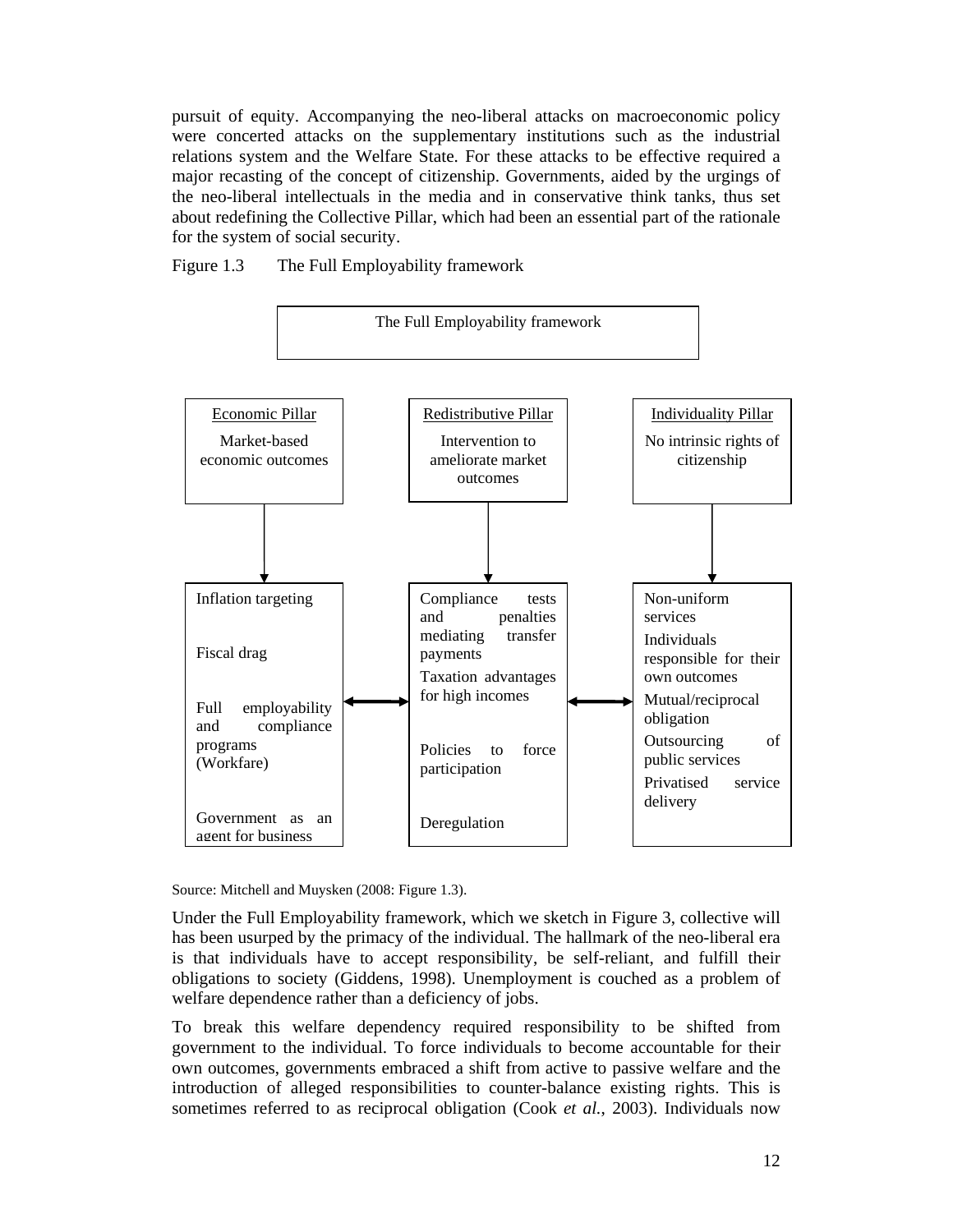pursuit of equity. Accompanying the neo-liberal attacks on macroeconomic policy were concerted attacks on the supplementary institutions such as the industrial relations system and the Welfare State. For these attacks to be effective required a major recasting of the concept of citizenship. Governments, aided by the urgings of the neo-liberal intellectuals in the media and in conservative think tanks, thus set about redefining the Collective Pillar, which had been an essential part of the rationale for the system of social security.

Figure 1.3 The Full Employability framework

The Full Employability framework

| Economic Pillar | Redistributive Pillar | Individuality Pillar |
|---|---|---|
| Market-based economic outcomes | Intervention to ameliorate market outcomes | No intrinsic rights of citizenship |
| Inflation targeting<br><br>Fiscal drag<br><br>Full employability and compliance programs (Workfare)<br><br>Government as an agent for business | Compliance tests and penalties mediating transfer payments<br><br>Taxation advantages for high incomes<br><br>Policies to force participation<br><br>Deregulation | Non-uniform services<br><br>Individuals responsible for their own outcomes<br><br>Mutual/reciprocal obligation<br><br>Outsourcing of public services<br><br>Privatised service delivery |

Source: Mitchell and Muysken (2008: Figure 1.3).

Under the Full Employability framework, which we sketch in Figure 3, collective will has been usurped by the primacy of the individual. The hallmark of the neo-liberal era is that individuals have to accept responsibility, be self-reliant, and fulfill their obligations to society (Giddens, 1998). Unemployment is couched as a problem of welfare dependence rather than a deficiency of jobs.

To break this welfare dependency required responsibility to be shifted from government to the individual. To force individuals to become accountable for their own outcomes, governments embraced a shift from active to passive welfare and the introduction of alleged responsibilities to counter-balance existing rights. This is sometimes referred to as reciprocal obligation (Cook *et al.*, 2003). Individuals now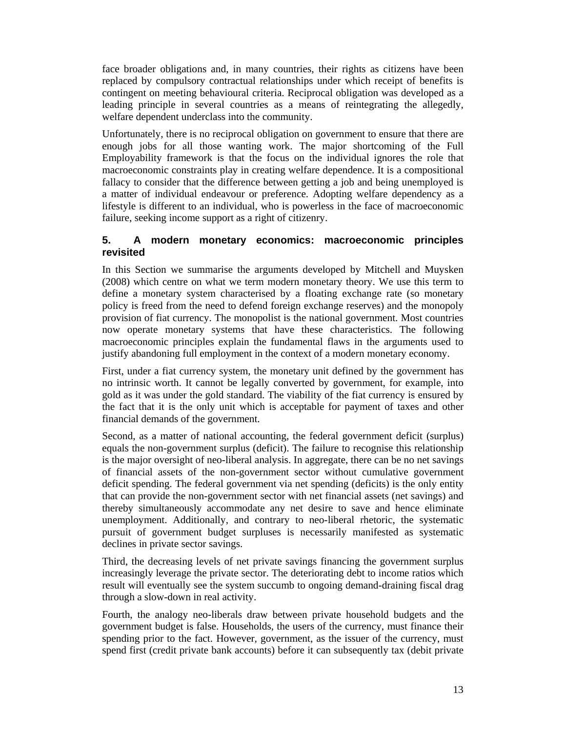face broader obligations and, in many countries, their rights as citizens have been replaced by compulsory contractual relationships under which receipt of benefits is contingent on meeting behavioural criteria. Reciprocal obligation was developed as a leading principle in several countries as a means of reintegrating the allegedly, welfare dependent underclass into the community.

Unfortunately, there is no reciprocal obligation on government to ensure that there are enough jobs for all those wanting work. The major shortcoming of the Full Employability framework is that the focus on the individual ignores the role that macroeconomic constraints play in creating welfare dependence. It is a compositional fallacy to consider that the difference between getting a job and being unemployed is a matter of individual endeavour or preference. Adopting welfare dependency as a lifestyle is different to an individual, who is powerless in the face of macroeconomic failure, seeking income support as a right of citizenry.

## 5. A modern monetary economics: macroeconomic principles revisited

In this Section we summarise the arguments developed by Mitchell and Muysken (2008) which centre on what we term modern monetary theory. We use this term to define a monetary system characterised by a floating exchange rate (so monetary policy is freed from the need to defend foreign exchange reserves) and the monopoly provision of fiat currency. The monopolist is the national government. Most countries now operate monetary systems that have these characteristics. The following macroeconomic principles explain the fundamental flaws in the arguments used to justify abandoning full employment in the context of a modern monetary economy.

First, under a fiat currency system, the monetary unit defined by the government has no intrinsic worth. It cannot be legally converted by government, for example, into gold as it was under the gold standard. The viability of the fiat currency is ensured by the fact that it is the only unit which is acceptable for payment of taxes and other financial demands of the government.

Second, as a matter of national accounting, the federal government deficit (surplus) equals the non-government surplus (deficit). The failure to recognise this relationship is the major oversight of neo-liberal analysis. In aggregate, there can be no net savings of financial assets of the non-government sector without cumulative government deficit spending. The federal government via net spending (deficits) is the only entity that can provide the non-government sector with net financial assets (net savings) and thereby simultaneously accommodate any net desire to save and hence eliminate unemployment. Additionally, and contrary to neo-liberal rhetoric, the systematic pursuit of government budget surpluses is necessarily manifested as systematic declines in private sector savings.

Third, the decreasing levels of net private savings financing the government surplus increasingly leverage the private sector. The deteriorating debt to income ratios which result will eventually see the system succumb to ongoing demand-draining fiscal drag through a slow-down in real activity.

Fourth, the analogy neo-liberals draw between private household budgets and the government budget is false. Households, the users of the currency, must finance their spending prior to the fact. However, government, as the issuer of the currency, must spend first (credit private bank accounts) before it can subsequently tax (debit private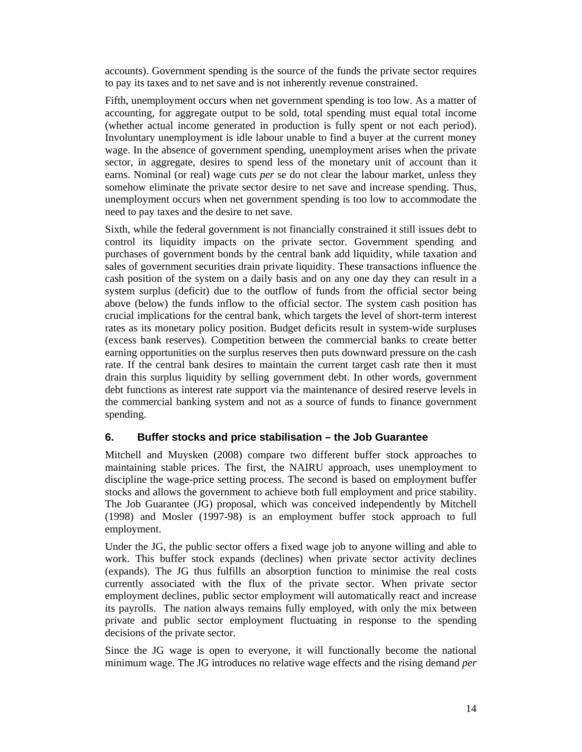accounts). Government spending is the source of the funds the private sector requires to pay its taxes and to net save and is not inherently revenue constrained.

Fifth, unemployment occurs when net government spending is too low. As a matter of accounting, for aggregate output to be sold, total spending must equal total income (whether actual income generated in production is fully spent or not each period). Involuntary unemployment is idle labour unable to find a buyer at the current money wage. In the absence of government spending, unemployment arises when the private sector, in aggregate, desires to spend less of the monetary unit of account than it earns. Nominal (or real) wage cuts *per* se do not clear the labour market, unless they somehow eliminate the private sector desire to net save and increase spending. Thus, unemployment occurs when net government spending is too low to accommodate the need to pay taxes and the desire to net save.

Sixth, while the federal government is not financially constrained it still issues debt to control its liquidity impacts on the private sector. Government spending and purchases of government bonds by the central bank add liquidity, while taxation and sales of government securities drain private liquidity. These transactions influence the cash position of the system on a daily basis and on any one day they can result in a system surplus (deficit) due to the outflow of funds from the official sector being above (below) the funds inflow to the official sector. The system cash position has crucial implications for the central bank, which targets the level of short-term interest rates as its monetary policy position. Budget deficits result in system-wide surpluses (excess bank reserves). Competition between the commercial banks to create better earning opportunities on the surplus reserves then puts downward pressure on the cash rate. If the central bank desires to maintain the current target cash rate then it must drain this surplus liquidity by selling government debt. In other words, government debt functions as interest rate support via the maintenance of desired reserve levels in the commercial banking system and not as a source of funds to finance government spending.

## 6. Buffer stocks and price stabilisation – the Job Guarantee

Mitchell and Muysken (2008) compare two different buffer stock approaches to maintaining stable prices. The first, the NAIRU approach, uses unemployment to discipline the wage-price setting process. The second is based on employment buffer stocks and allows the government to achieve both full employment and price stability. The Job Guarantee (JG) proposal, which was conceived independently by Mitchell (1998) and Mosler (1997-98) is an employment buffer stock approach to full employment.

Under the JG, the public sector offers a fixed wage job to anyone willing and able to work. This buffer stock expands (declines) when private sector activity declines (expands). The JG thus fulfills an absorption function to minimise the real costs currently associated with the flux of the private sector. When private sector employment declines, public sector employment will automatically react and increase its payrolls. The nation always remains fully employed, with only the mix between private and public sector employment fluctuating in response to the spending decisions of the private sector.

Since the JG wage is open to everyone, it will functionally become the national minimum wage. The JG introduces no relative wage effects and the rising demand *per*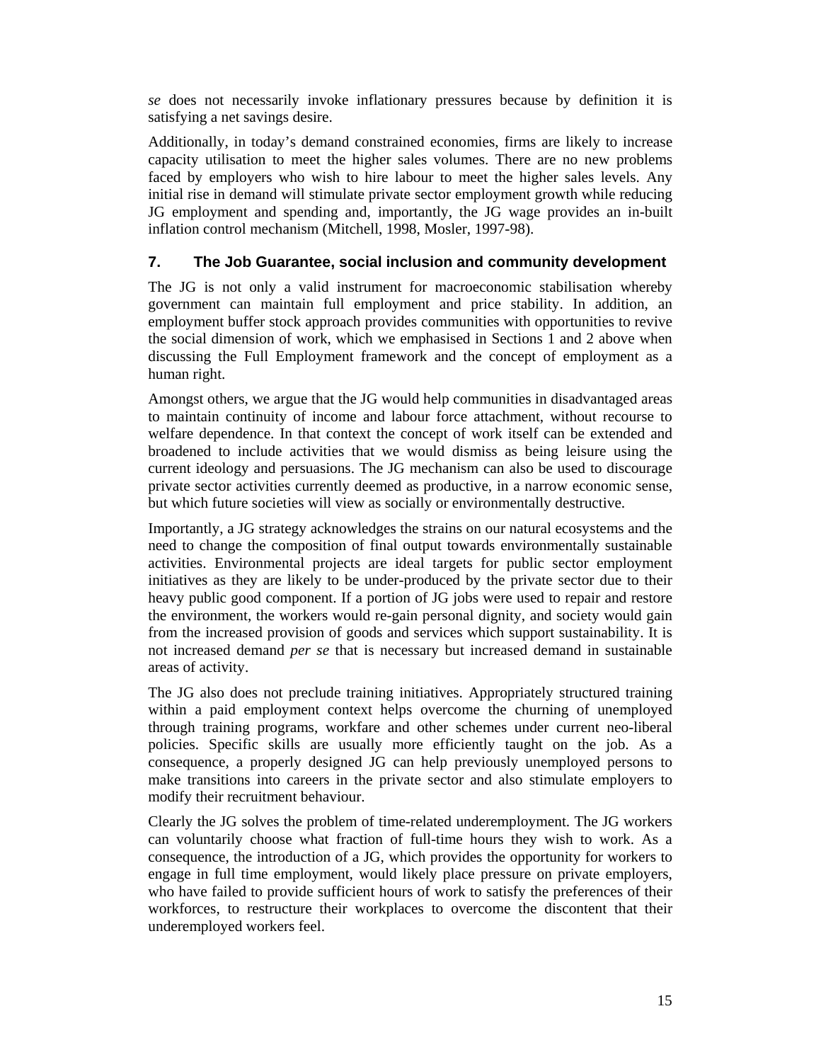*se* does not necessarily invoke inflationary pressures because by definition it is satisfying a net savings desire.

Additionally, in today's demand constrained economies, firms are likely to increase capacity utilisation to meet the higher sales volumes. There are no new problems faced by employers who wish to hire labour to meet the higher sales levels. Any initial rise in demand will stimulate private sector employment growth while reducing JG employment and spending and, importantly, the JG wage provides an in-built inflation control mechanism (Mitchell, 1998, Mosler, 1997-98).

## 7. The Job Guarantee, social inclusion and community development

The JG is not only a valid instrument for macroeconomic stabilisation whereby government can maintain full employment and price stability. In addition, an employment buffer stock approach provides communities with opportunities to revive the social dimension of work, which we emphasised in Sections 1 and 2 above when discussing the Full Employment framework and the concept of employment as a human right.

Amongst others, we argue that the JG would help communities in disadvantaged areas to maintain continuity of income and labour force attachment, without recourse to welfare dependence. In that context the concept of work itself can be extended and broadened to include activities that we would dismiss as being leisure using the current ideology and persuasions. The JG mechanism can also be used to discourage private sector activities currently deemed as productive, in a narrow economic sense, but which future societies will view as socially or environmentally destructive.

Importantly, a JG strategy acknowledges the strains on our natural ecosystems and the need to change the composition of final output towards environmentally sustainable activities. Environmental projects are ideal targets for public sector employment initiatives as they are likely to be under-produced by the private sector due to their heavy public good component. If a portion of JG jobs were used to repair and restore the environment, the workers would re-gain personal dignity, and society would gain from the increased provision of goods and services which support sustainability. It is not increased demand *per se* that is necessary but increased demand in sustainable areas of activity.

The JG also does not preclude training initiatives. Appropriately structured training within a paid employment context helps overcome the churning of unemployed through training programs, workfare and other schemes under current neo-liberal policies. Specific skills are usually more efficiently taught on the job. As a consequence, a properly designed JG can help previously unemployed persons to make transitions into careers in the private sector and also stimulate employers to modify their recruitment behaviour.

Clearly the JG solves the problem of time-related underemployment. The JG workers can voluntarily choose what fraction of full-time hours they wish to work. As a consequence, the introduction of a JG, which provides the opportunity for workers to engage in full time employment, would likely place pressure on private employers, who have failed to provide sufficient hours of work to satisfy the preferences of their workforces, to restructure their workplaces to overcome the discontent that their underemployed workers feel.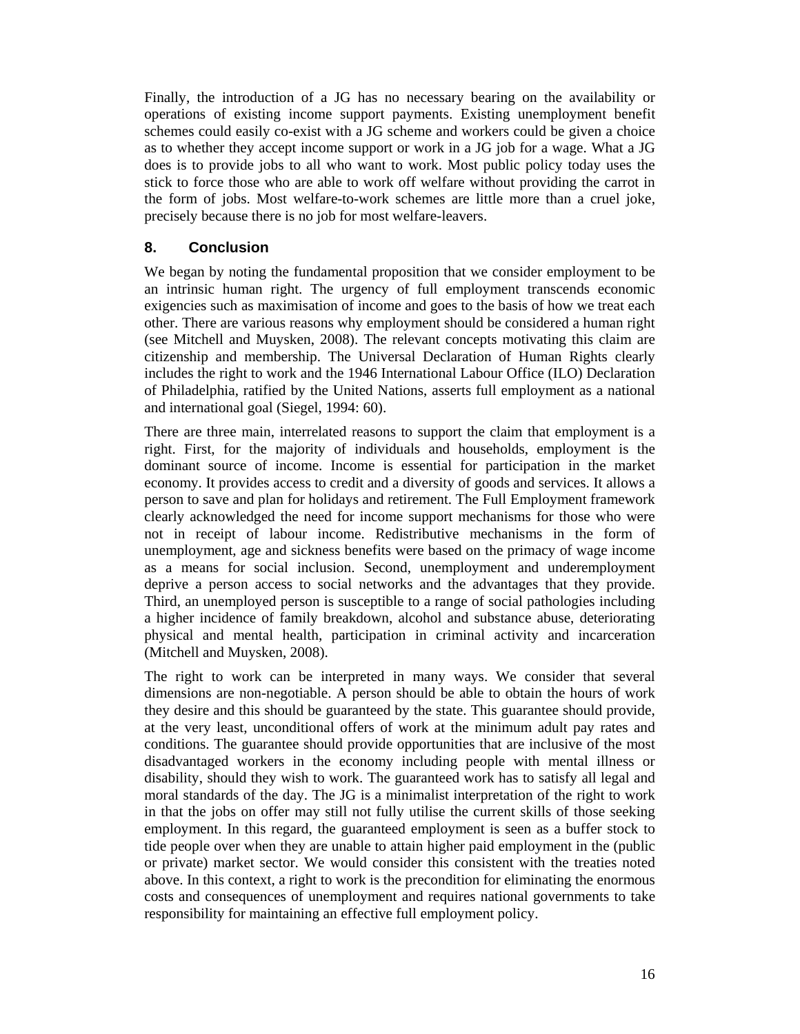Finally, the introduction of a JG has no necessary bearing on the availability or operations of existing income support payments. Existing unemployment benefit schemes could easily co-exist with a JG scheme and workers could be given a choice as to whether they accept income support or work in a JG job for a wage. What a JG does is to provide jobs to all who want to work. Most public policy today uses the stick to force those who are able to work off welfare without providing the carrot in the form of jobs. Most welfare-to-work schemes are little more than a cruel joke, precisely because there is no job for most welfare-leavers.

## 8. Conclusion

We began by noting the fundamental proposition that we consider employment to be an intrinsic human right. The urgency of full employment transcends economic exigencies such as maximisation of income and goes to the basis of how we treat each other. There are various reasons why employment should be considered a human right (see Mitchell and Muysken, 2008). The relevant concepts motivating this claim are citizenship and membership. The Universal Declaration of Human Rights clearly includes the right to work and the 1946 International Labour Office (ILO) Declaration of Philadelphia, ratified by the United Nations, asserts full employment as a national and international goal (Siegel, 1994: 60).

There are three main, interrelated reasons to support the claim that employment is a right. First, for the majority of individuals and households, employment is the dominant source of income. Income is essential for participation in the market economy. It provides access to credit and a diversity of goods and services. It allows a person to save and plan for holidays and retirement. The Full Employment framework clearly acknowledged the need for income support mechanisms for those who were not in receipt of labour income. Redistributive mechanisms in the form of unemployment, age and sickness benefits were based on the primacy of wage income as a means for social inclusion. Second, unemployment and underemployment deprive a person access to social networks and the advantages that they provide. Third, an unemployed person is susceptible to a range of social pathologies including a higher incidence of family breakdown, alcohol and substance abuse, deteriorating physical and mental health, participation in criminal activity and incarceration (Mitchell and Muysken, 2008).

The right to work can be interpreted in many ways. We consider that several dimensions are non-negotiable. A person should be able to obtain the hours of work they desire and this should be guaranteed by the state. This guarantee should provide, at the very least, unconditional offers of work at the minimum adult pay rates and conditions. The guarantee should provide opportunities that are inclusive of the most disadvantaged workers in the economy including people with mental illness or disability, should they wish to work. The guaranteed work has to satisfy all legal and moral standards of the day. The JG is a minimalist interpretation of the right to work in that the jobs on offer may still not fully utilise the current skills of those seeking employment. In this regard, the guaranteed employment is seen as a buffer stock to tide people over when they are unable to attain higher paid employment in the (public or private) market sector. We would consider this consistent with the treaties noted above. In this context, a right to work is the precondition for eliminating the enormous costs and consequences of unemployment and requires national governments to take responsibility for maintaining an effective full employment policy.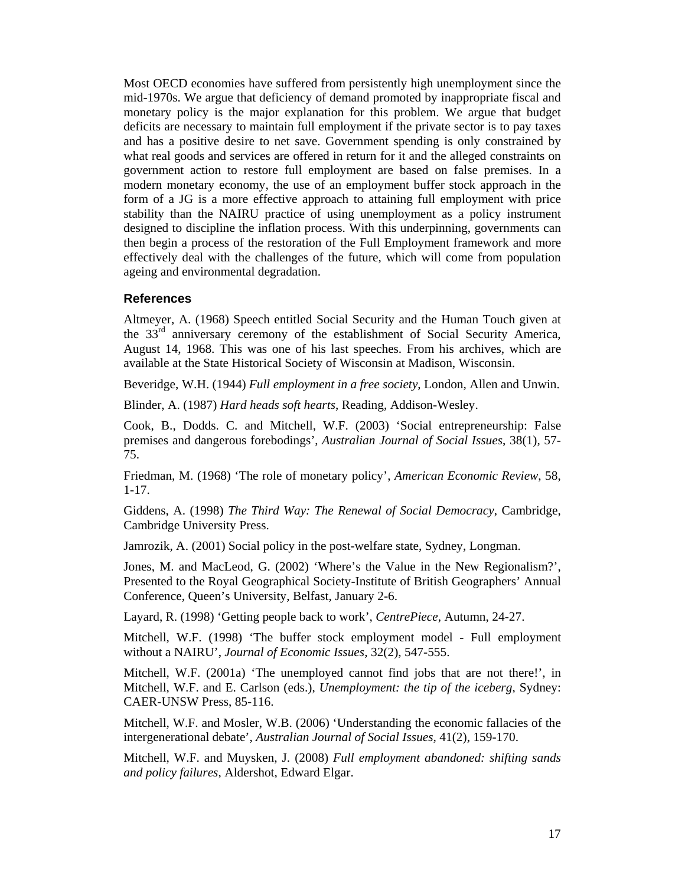Most OECD economies have suffered from persistently high unemployment since the mid-1970s. We argue that deficiency of demand promoted by inappropriate fiscal and monetary policy is the major explanation for this problem. We argue that budget deficits are necessary to maintain full employment if the private sector is to pay taxes and has a positive desire to net save. Government spending is only constrained by what real goods and services are offered in return for it and the alleged constraints on government action to restore full employment are based on false premises. In a modern monetary economy, the use of an employment buffer stock approach in the form of a JG is a more effective approach to attaining full employment with price stability than the NAIRU practice of using unemployment as a policy instrument designed to discipline the inflation process. With this underpinning, governments can then begin a process of the restoration of the Full Employment framework and more effectively deal with the challenges of the future, which will come from population ageing and environmental degradation.

## References

Altmeyer, A. (1968) Speech entitled Social Security and the Human Touch given at the 33rd anniversary ceremony of the establishment of Social Security America, August 14, 1968. This was one of his last speeches. From his archives, which are available at the State Historical Society of Wisconsin at Madison, Wisconsin.

Beveridge, W.H. (1944) *Full employment in a free society*, London, Allen and Unwin.

Blinder, A. (1987) *Hard heads soft hearts*, Reading, Addison-Wesley.

Cook, B., Dodds. C. and Mitchell, W.F. (2003) 'Social entrepreneurship: False premises and dangerous forebodings', *Australian Journal of Social Issues*, 38(1), 57-75.

Friedman, M. (1968) 'The role of monetary policy', *American Economic Review*, 58, 1-17.

Giddens, A. (1998) *The Third Way: The Renewal of Social Democracy*, Cambridge, Cambridge University Press.

Jamrozik, A. (2001) Social policy in the post-welfare state, Sydney, Longman.

Jones, M. and MacLeod, G. (2002) 'Where's the Value in the New Regionalism?', Presented to the Royal Geographical Society-Institute of British Geographers' Annual Conference, Queen's University, Belfast, January 2-6.

Layard, R. (1998) 'Getting people back to work', *CentrePiece*, Autumn, 24-27.

Mitchell, W.F. (1998) 'The buffer stock employment model - Full employment without a NAIRU', *Journal of Economic Issues*, 32(2), 547-555.

Mitchell, W.F. (2001a) 'The unemployed cannot find jobs that are not there!', in Mitchell, W.F. and E. Carlson (eds.), *Unemployment: the tip of the iceberg*, Sydney: CAER-UNSW Press, 85-116.

Mitchell, W.F. and Mosler, W.B. (2006) 'Understanding the economic fallacies of the intergenerational debate', *Australian Journal of Social Issues*, 41(2), 159-170.

Mitchell, W.F. and Muysken, J. (2008) *Full employment abandoned: shifting sands and policy failures*, Aldershot, Edward Elgar.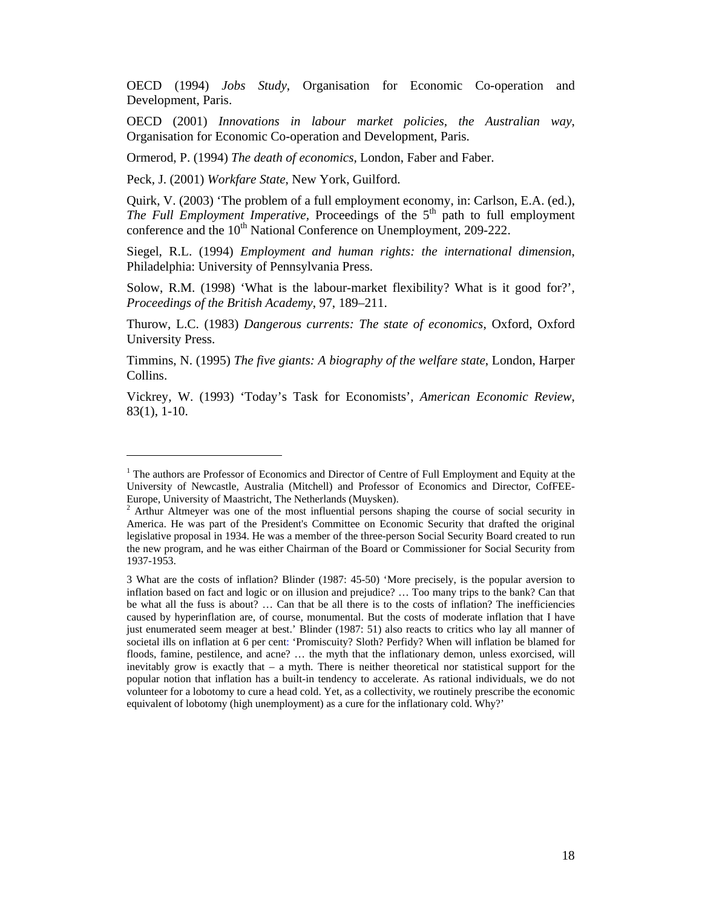OECD (1994) *Jobs Study*, Organisation for Economic Co-operation and Development, Paris.

OECD (2001) *Innovations in labour market policies, the Australian way*, Organisation for Economic Co-operation and Development, Paris.

Ormerod, P. (1994) *The death of economics*, London, Faber and Faber.

Peck, J. (2001) *Workfare State*, New York, Guilford.

Quirk, V. (2003) 'The problem of a full employment economy, in: Carlson, E.A. (ed.), *The Full Employment Imperative*, Proceedings of the 5th path to full employment conference and the 10th National Conference on Unemployment, 209-222.

Siegel, R.L. (1994) *Employment and human rights: the international dimension*, Philadelphia: University of Pennsylvania Press.

Solow, R.M. (1998) 'What is the labour-market flexibility? What is it good for?', *Proceedings of the British Academy*, 97, 189–211.

Thurow, L.C. (1983) *Dangerous currents: The state of economics*, Oxford, Oxford University Press.

Timmins, N. (1995) *The five giants: A biography of the welfare state*, London, Harper Collins.

Vickrey, W. (1993) 'Today's Task for Economists', *American Economic Review*, 83(1), 1-10.

---

[1] The authors are Professor of Economics and Director of Centre of Full Employment and Equity at the University of Newcastle, Australia (Mitchell) and Professor of Economics and Director, CofFEE-Europe, University of Maastricht, The Netherlands (Muysken).

[2] Arthur Altmeyer was one of the most influential persons shaping the course of social security in America. He was part of the President's Committee on Economic Security that drafted the original legislative proposal in 1934. He was a member of the three-person Social Security Board created to run the new program, and he was either Chairman of the Board or Commissioner for Social Security from 1937-1953.

3 What are the costs of inflation? Blinder (1987: 45-50) 'More precisely, is the popular aversion to inflation based on fact and logic or on illusion and prejudice? … Too many trips to the bank? Can that be what all the fuss is about? … Can that be all there is to the costs of inflation? The inefficiencies caused by hyperinflation are, of course, monumental. But the costs of moderate inflation that I have just enumerated seem meager at best.' Blinder (1987: 51) also reacts to critics who lay all manner of societal ills on inflation at 6 per cent: 'Promiscuity? Sloth? Perfidy? When will inflation be blamed for floods, famine, pestilence, and acne? … the myth that the inflationary demon, unless exorcised, will inevitably grow is exactly that – a myth. There is neither theoretical nor statistical support for the popular notion that inflation has a built-in tendency to accelerate. As rational individuals, we do not volunteer for a lobotomy to cure a head cold. Yet, as a collectivity, we routinely prescribe the economic equivalent of lobotomy (high unemployment) as a cure for the inflationary cold. Why?'